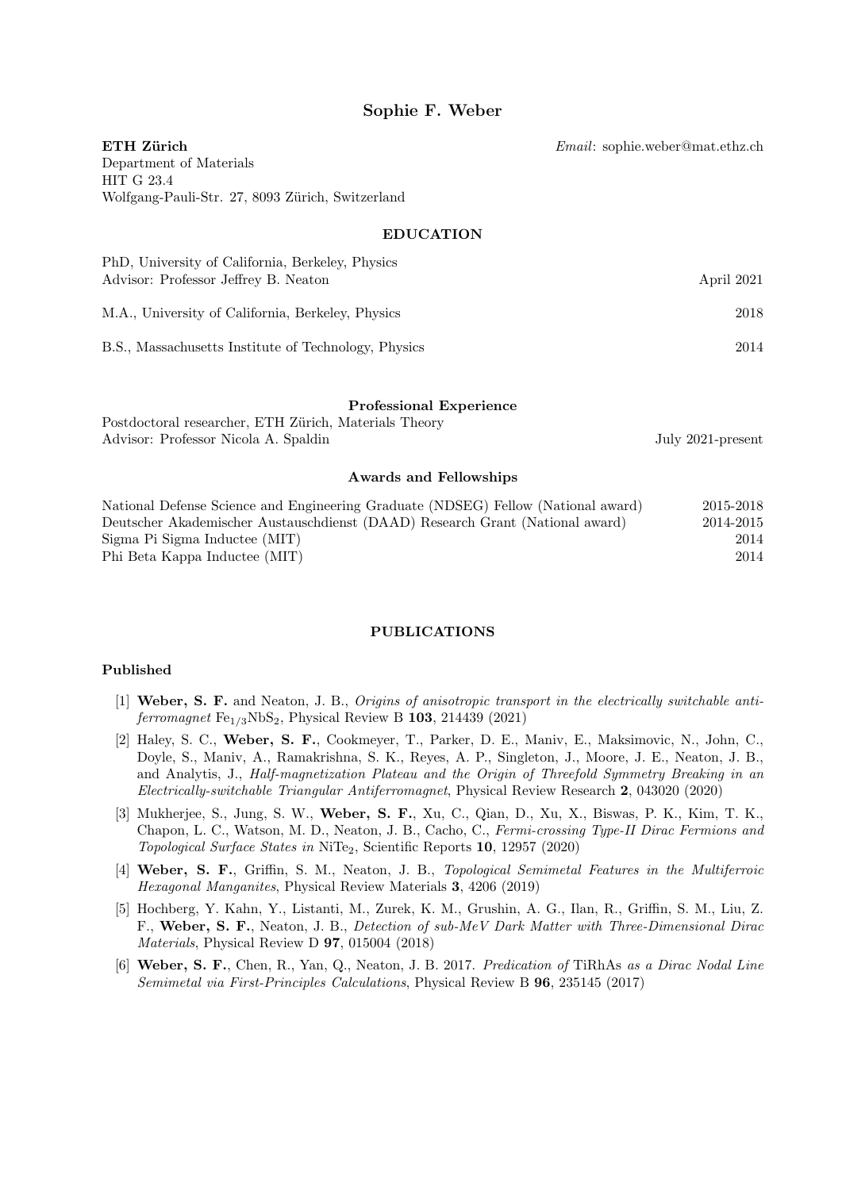# Sophie F. Weber

**ETH Zürich**
Department of Materials
HIT G 23.4
Wolfgang-Pauli-Str. 27, 8093 Zürich, Switzerland

*Email*: sophie.weber@mat.ethz.ch

## EDUCATION

PhD, University of California, Berkeley, Physics
Advisor: Professor Jeffrey B. Neaton — April 2021

M.A., University of California, Berkeley, Physics — 2018

B.S., Massachusetts Institute of Technology, Physics — 2014

## Professional Experience

Postdoctoral researcher, ETH Zürich, Materials Theory
Advisor: Professor Nicola A. Spaldin — July 2021-present

## Awards and Fellowships

| | |
|---|---|
| National Defense Science and Engineering Graduate (NDSEG) Fellow (National award) | 2015-2018 |
| Deutscher Akademischer Austauschdienst (DAAD) Research Grant (National award) | 2014-2015 |
| Sigma Pi Sigma Inductee (MIT) | 2014 |
| Phi Beta Kappa Inductee (MIT) | 2014 |

## PUBLICATIONS

### Published

[1] **Weber, S. F.** and Neaton, J. B., *Origins of anisotropic transport in the electrically switchable antiferromagnet* $Fe_{1/3}NbS_2$, Physical Review B **103**, 214439 (2021)

[2] Haley, S. C., **Weber, S. F.**, Cookmeyer, T., Parker, D. E., Maniv, E., Maksimovic, N., John, C., Doyle, S., Maniv, A., Ramakrishna, S. K., Reyes, A. P., Singleton, J., Moore, J. E., Neaton, J. B., and Analytis, J., *Half-magnetization Plateau and the Origin of Threefold Symmetry Breaking in an Electrically-switchable Triangular Antiferromagnet*, Physical Review Research **2**, 043020 (2020)

[3] Mukherjee, S., Jung, S. W., **Weber, S. F.**, Xu, C., Qian, D., Xu, X., Biswas, P. K., Kim, T. K., Chapon, L. C., Watson, M. D., Neaton, J. B., Cacho, C., *Fermi-crossing Type-II Dirac Fermions and Topological Surface States in* $NiTe_2$, Scientific Reports **10**, 12957 (2020)

[4] **Weber, S. F.**, Griffin, S. M., Neaton, J. B., *Topological Semimetal Features in the Multiferroic Hexagonal Manganites*, Physical Review Materials **3**, 4206 (2019)

[5] Hochberg, Y. Kahn, Y., Listanti, M., Zurek, K. M., Grushin, A. G., Ilan, R., Griffin, S. M., Liu, Z. F., **Weber, S. F.**, Neaton, J. B., *Detection of sub-MeV Dark Matter with Three-Dimensional Dirac Materials*, Physical Review D **97**, 015004 (2018)

[6] **Weber, S. F.**, Chen, R., Yan, Q., Neaton, J. B. 2017. *Predication of* TiRhAs *as a Dirac Nodal Line Semimetal via First-Principles Calculations*, Physical Review B **96**, 235145 (2017)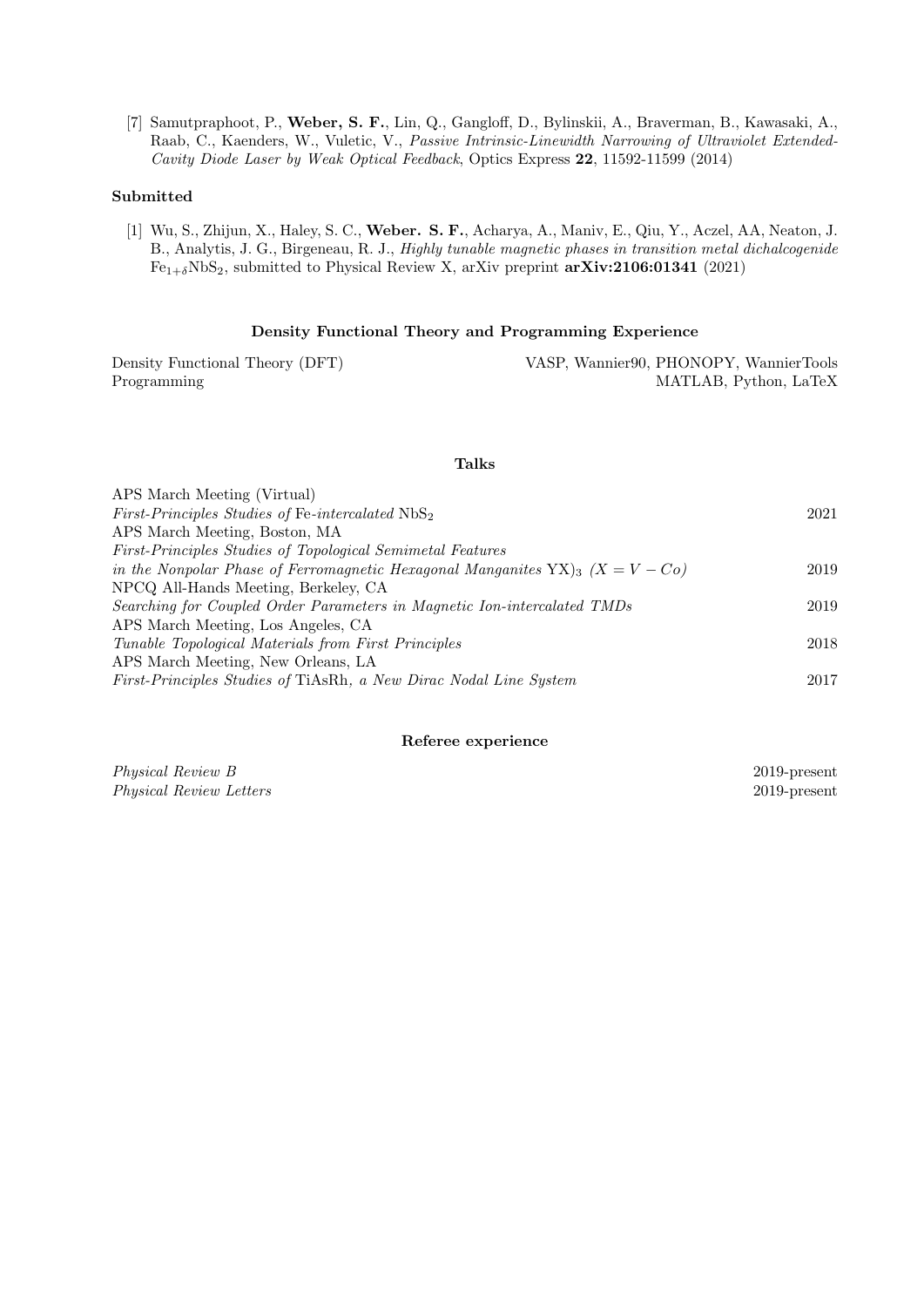[7] Samutpraphoot, P., **Weber, S. F.**, Lin, Q., Gangloff, D., Bylinskii, A., Braverman, B., Kawasaki, A., Raab, C., Kaenders, W., Vuletic, V., *Passive Intrinsic-Linewidth Narrowing of Ultraviolet Extended-Cavity Diode Laser by Weak Optical Feedback*, Optics Express **22**, 11592-11599 (2014)

### Submitted

[1] Wu, S., Zhijun, X., Haley, S. C., **Weber. S. F.**, Acharya, A., Maniv, E., Qiu, Y., Aczel, AA, Neaton, J. B., Analytis, J. G., Birgeneau, R. J., *Highly tunable magnetic phases in transition metal dichalcogenide* $Fe_{1+\delta}NbS_2$, submitted to Physical Review X, arXiv preprint **arXiv:2106:01341** (2021)

### Density Functional Theory and Programming Experience

| | |
|---|---|
| Density Functional Theory (DFT) | VASP, Wannier90, PHONOPY, WannierTools |
| Programming | MATLAB, Python, LaTeX |

### Talks

| | |
|---|---|
| APS March Meeting (Virtual) | |
| *First-Principles Studies of* Fe*-intercalated* $NbS_2$ | 2021 |
| APS March Meeting, Boston, MA | |
| *First-Principles Studies of Topological Semimetal Features in the Nonpolar Phase of Ferromagnetic Hexagonal Manganites* $YX)_3$ $(X = V - Co)$ | 2019 |
| NPCQ All-Hands Meeting, Berkeley, CA | |
| *Searching for Coupled Order Parameters in Magnetic Ion-intercalated TMDs* | 2019 |
| APS March Meeting, Los Angeles, CA | |
| *Tunable Topological Materials from First Principles* | 2018 |
| APS March Meeting, New Orleans, LA | |
| *First-Principles Studies of* TiAsRh*, a New Dirac Nodal Line System* | 2017 |

### Referee experience

| | |
|---|---|
| *Physical Review B* | 2019-present |
| *Physical Review Letters* | 2019-present |